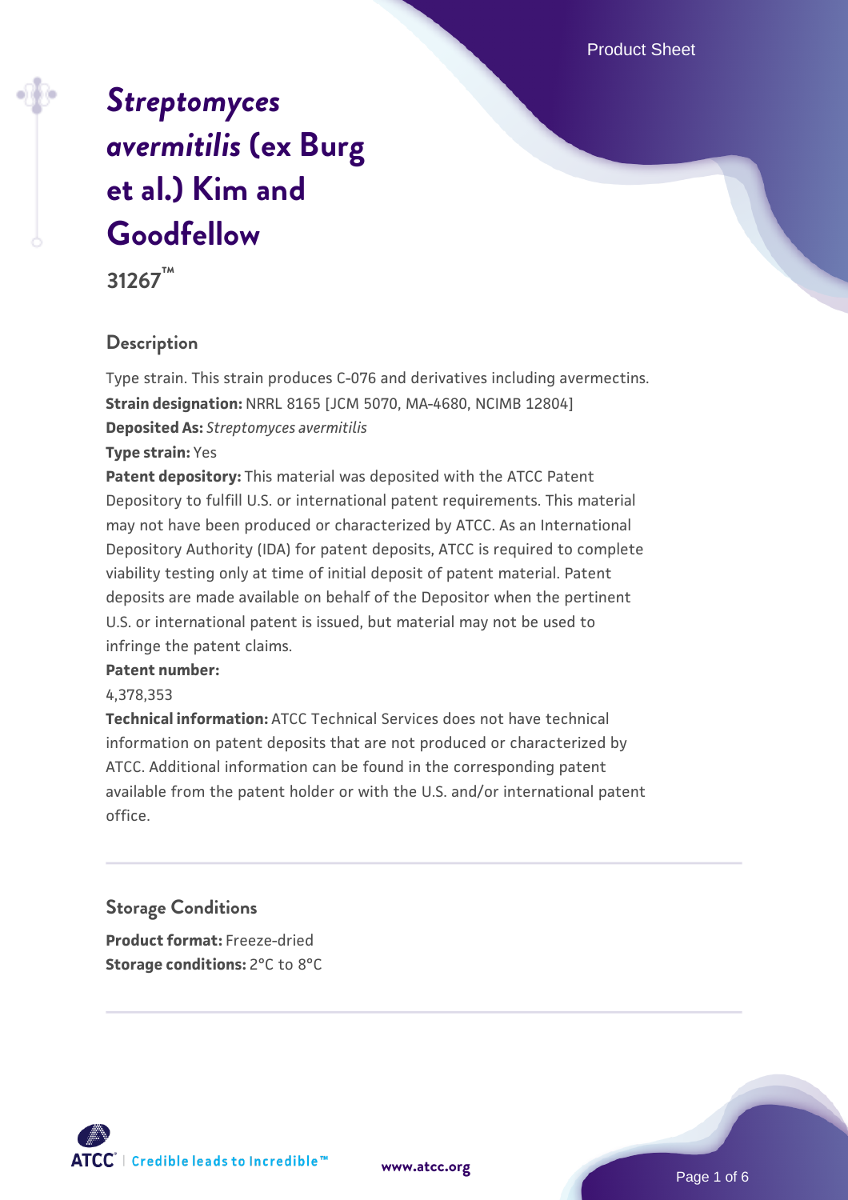# *Streptomyces avermitilis* (ex Burg et al.) Kim and Goodfellow

**31267™**

## Description

Type strain. This strain produces C-076 and derivatives including avermectins.

**Strain designation:** NRRL 8165 [JCM 5070, MA-4680, NCIMB 12804]

**Deposited As:** *Streptomyces avermitilis*

**Type strain:** Yes

**Patent depository:** This material was deposited with the ATCC Patent Depository to fulfill U.S. or international patent requirements. This material may not have been produced or characterized by ATCC. As an International Depository Authority (IDA) for patent deposits, ATCC is required to complete viability testing only at time of initial deposit of patent material. Patent deposits are made available on behalf of the Depositor when the pertinent U.S. or international patent is issued, but material may not be used to infringe the patent claims.

**Patent number:**

4,378,353

**Technical information:** ATCC Technical Services does not have technical information on patent deposits that are not produced or characterized by ATCC. Additional information can be found in the corresponding patent available from the patent holder or with the U.S. and/or international patent office.

## Storage Conditions

**Product format:** Freeze-dried

**Storage conditions:** 2°C to 8°C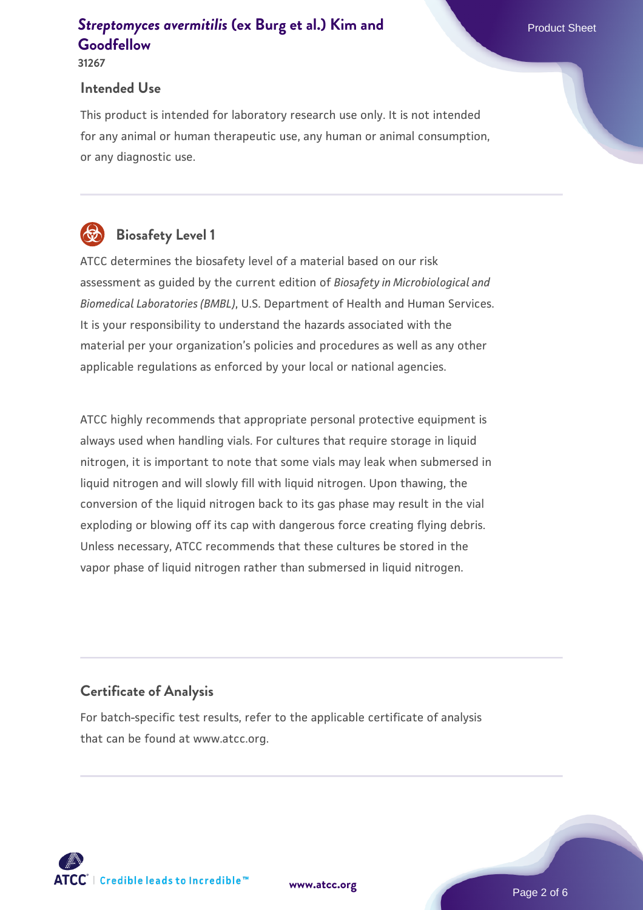## Intended Use

This product is intended for laboratory research use only. It is not intended for any animal or human therapeutic use, any human or animal consumption, or any diagnostic use.

## Biosafety Level 1

ATCC determines the biosafety level of a material based on our risk assessment as guided by the current edition of *Biosafety in Microbiological and Biomedical Laboratories (BMBL)*, U.S. Department of Health and Human Services. It is your responsibility to understand the hazards associated with the material per your organization's policies and procedures as well as any other applicable regulations as enforced by your local or national agencies.

ATCC highly recommends that appropriate personal protective equipment is always used when handling vials. For cultures that require storage in liquid nitrogen, it is important to note that some vials may leak when submersed in liquid nitrogen and will slowly fill with liquid nitrogen. Upon thawing, the conversion of the liquid nitrogen back to its gas phase may result in the vial exploding or blowing off its cap with dangerous force creating flying debris. Unless necessary, ATCC recommends that these cultures be stored in the vapor phase of liquid nitrogen rather than submersed in liquid nitrogen.

## Certificate of Analysis

For batch-specific test results, refer to the applicable certificate of analysis that can be found at www.atcc.org.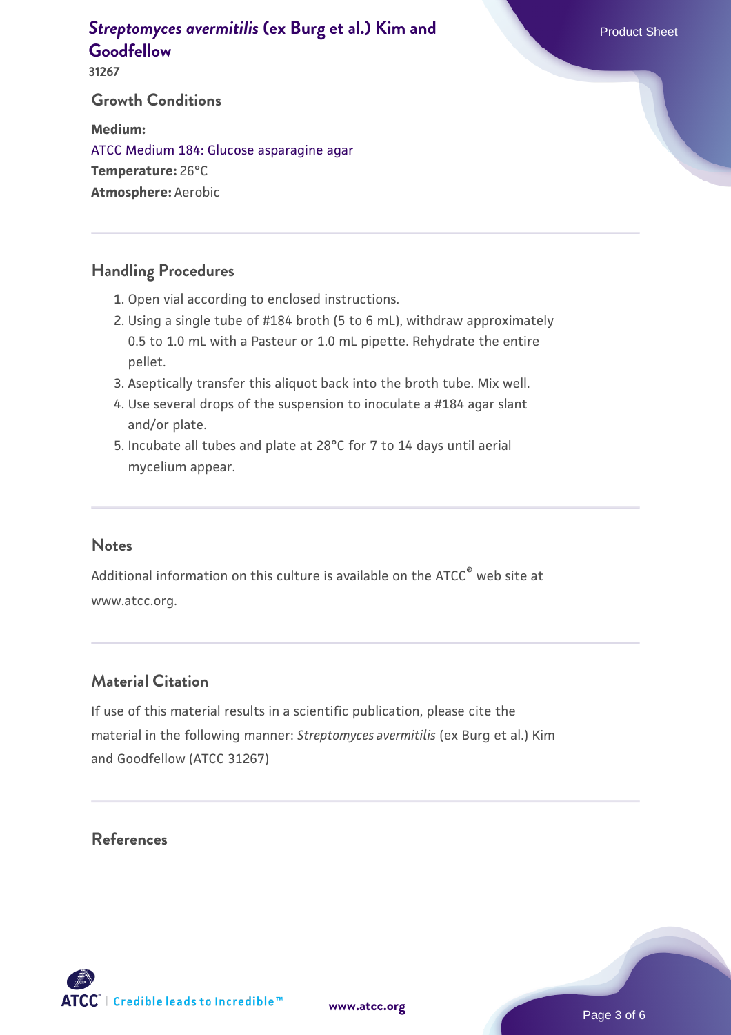## Growth Conditions

**Medium:**
ATCC Medium 184: Glucose asparagine agar
**Temperature:** 26°C
**Atmosphere:** Aerobic

## Handling Procedures

1. Open vial according to enclosed instructions.
2. Using a single tube of #184 broth (5 to 6 mL), withdraw approximately 0.5 to 1.0 mL with a Pasteur or 1.0 mL pipette. Rehydrate the entire pellet.
3. Aseptically transfer this aliquot back into the broth tube. Mix well.
4. Use several drops of the suspension to inoculate a #184 agar slant and/or plate.
5. Incubate all tubes and plate at 28°C for 7 to 14 days until aerial mycelium appear.

## Notes

Additional information on this culture is available on the ATCC® web site at www.atcc.org.

## Material Citation

If use of this material results in a scientific publication, please cite the material in the following manner: *Streptomyces avermitilis* (ex Burg et al.) Kim and Goodfellow (ATCC 31267)

## References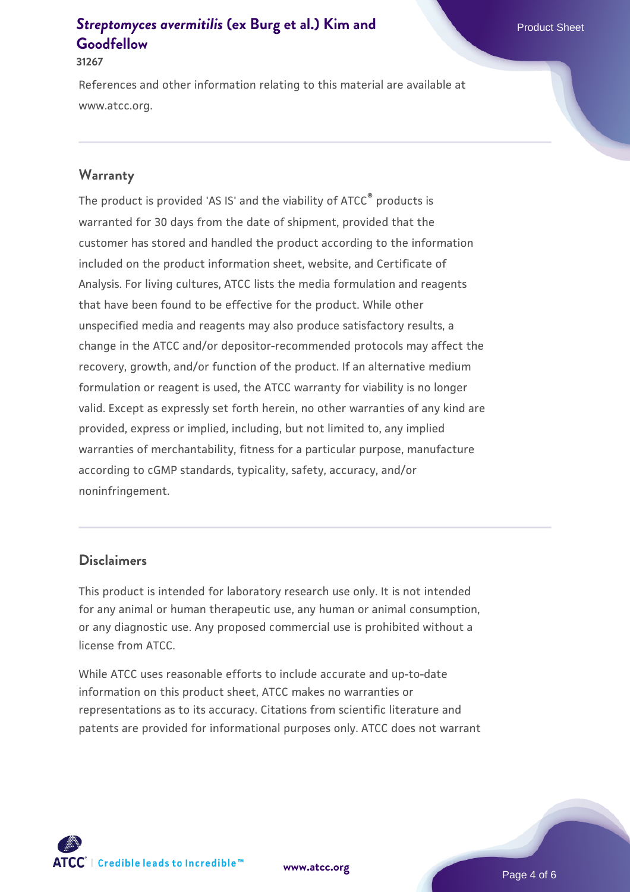References and other information relating to this material are available at www.atcc.org.

## Warranty

The product is provided 'AS IS' and the viability of ATCC® products is warranted for 30 days from the date of shipment, provided that the customer has stored and handled the product according to the information included on the product information sheet, website, and Certificate of Analysis. For living cultures, ATCC lists the media formulation and reagents that have been found to be effective for the product. While other unspecified media and reagents may also produce satisfactory results, a change in the ATCC and/or depositor-recommended protocols may affect the recovery, growth, and/or function of the product. If an alternative medium formulation or reagent is used, the ATCC warranty for viability is no longer valid. Except as expressly set forth herein, no other warranties of any kind are provided, express or implied, including, but not limited to, any implied warranties of merchantability, fitness for a particular purpose, manufacture according to cGMP standards, typicality, safety, accuracy, and/or noninfringement.

## Disclaimers

This product is intended for laboratory research use only. It is not intended for any animal or human therapeutic use, any human or animal consumption, or any diagnostic use. Any proposed commercial use is prohibited without a license from ATCC.

While ATCC uses reasonable efforts to include accurate and up-to-date information on this product sheet, ATCC makes no warranties or representations as to its accuracy. Citations from scientific literature and patents are provided for informational purposes only. ATCC does not warrant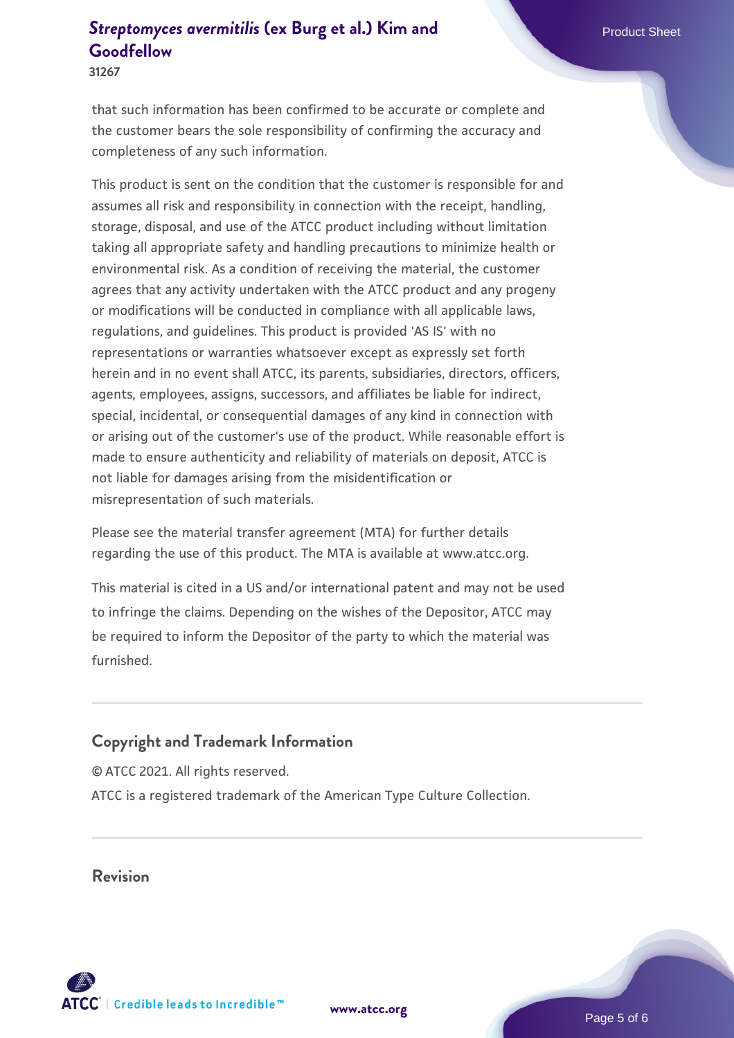that such information has been confirmed to be accurate or complete and the customer bears the sole responsibility of confirming the accuracy and completeness of any such information.

This product is sent on the condition that the customer is responsible for and assumes all risk and responsibility in connection with the receipt, handling, storage, disposal, and use of the ATCC product including without limitation taking all appropriate safety and handling precautions to minimize health or environmental risk. As a condition of receiving the material, the customer agrees that any activity undertaken with the ATCC product and any progeny or modifications will be conducted in compliance with all applicable laws, regulations, and guidelines. This product is provided 'AS IS' with no representations or warranties whatsoever except as expressly set forth herein and in no event shall ATCC, its parents, subsidiaries, directors, officers, agents, employees, assigns, successors, and affiliates be liable for indirect, special, incidental, or consequential damages of any kind in connection with or arising out of the customer's use of the product. While reasonable effort is made to ensure authenticity and reliability of materials on deposit, ATCC is not liable for damages arising from the misidentification or misrepresentation of such materials.

Please see the material transfer agreement (MTA) for further details regarding the use of this product. The MTA is available at www.atcc.org.

This material is cited in a US and/or international patent and may not be used to infringe the claims. Depending on the wishes of the Depositor, ATCC may be required to inform the Depositor of the party to which the material was furnished.

## Copyright and Trademark Information

© ATCC 2021. All rights reserved.

ATCC is a registered trademark of the American Type Culture Collection.

## Revision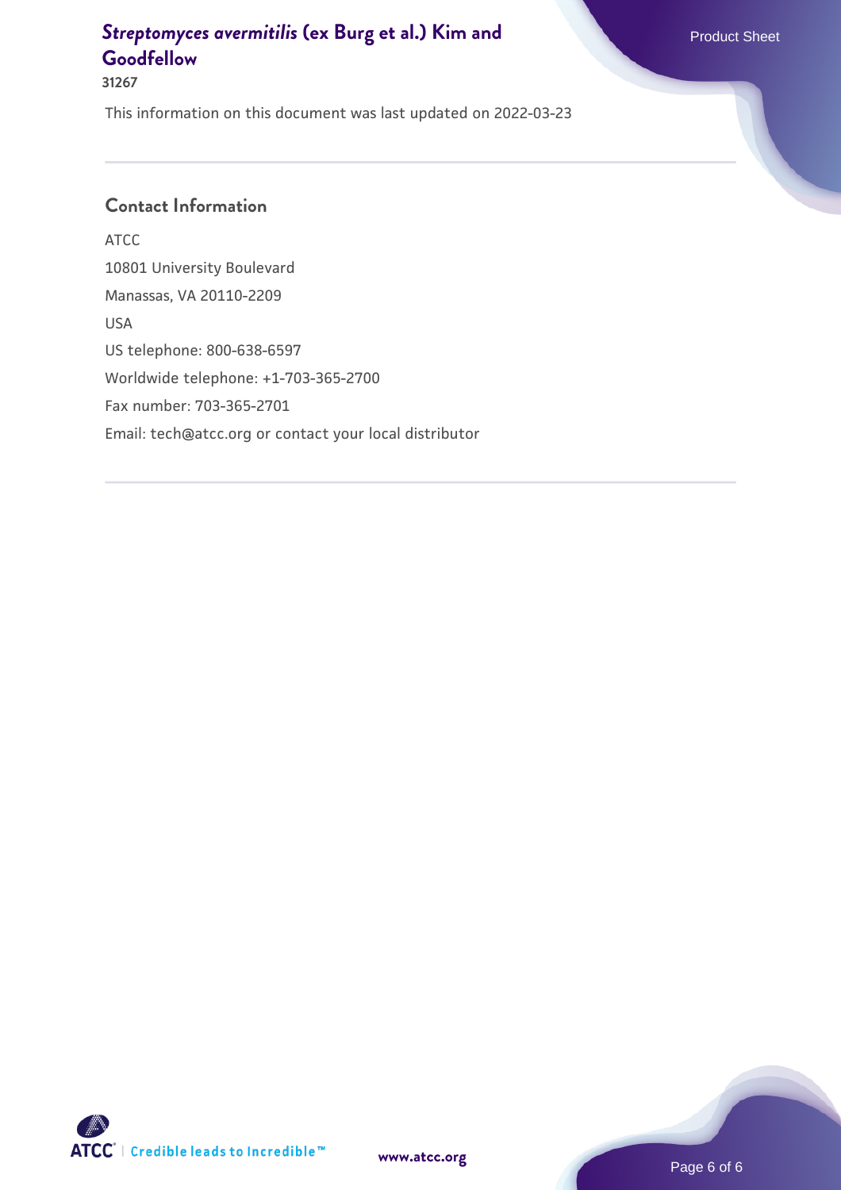This information on this document was last updated on 2022-03-23

## Contact Information

ATCC
10801 University Boulevard
Manassas, VA 20110-2209
USA
US telephone: 800-638-6597
Worldwide telephone: +1-703-365-2700
Fax number: 703-365-2701
Email: tech@atcc.org or contact your local distributor